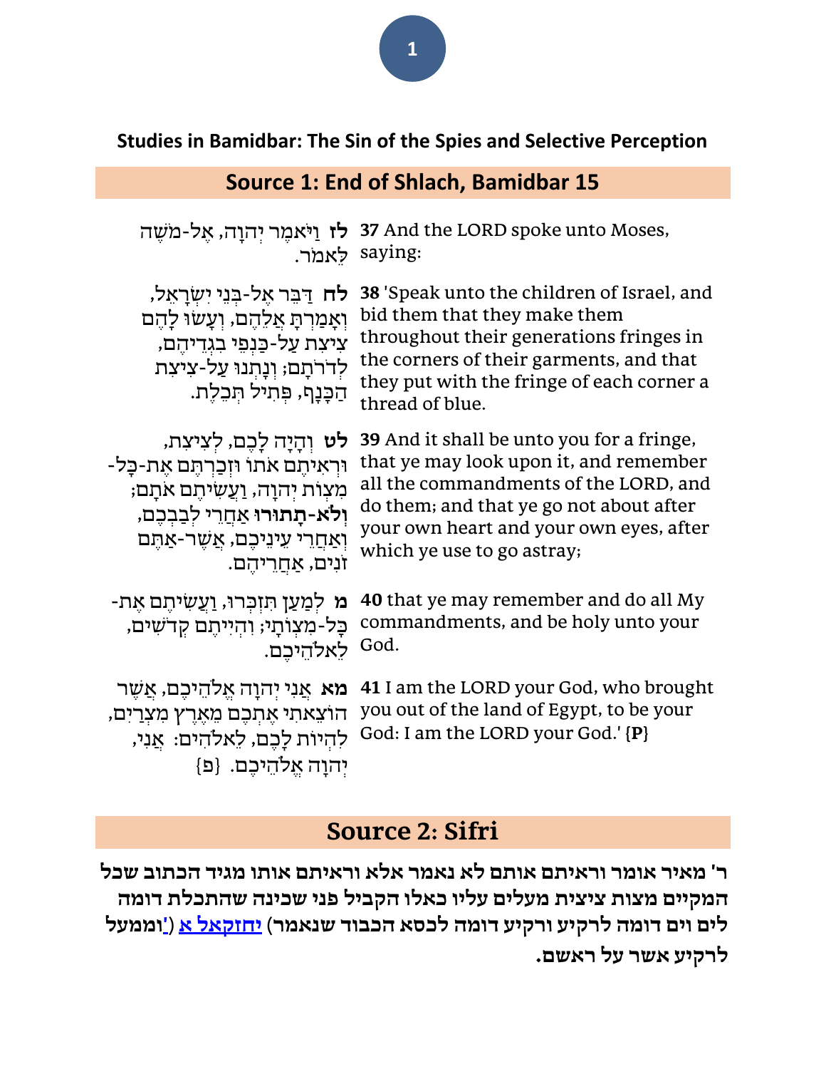**Studies in Bamidbar: The Sin of the Spies and Selective Perception**

## Source 1: End of Shlach, Bamidbar 15

| | |
|---|---|
| **לז** וַיֹּאמֶר יְהוָה, אֶל-מֹשֶׁה לֵּאמֹר. | **37** And the LORD spoke unto Moses, saying: |
| **לח** דַּבֵּר אֶל-בְּנֵי יִשְׂרָאֵל, וְאָמַרְתָּ אֲלֵהֶם, וְעָשׂוּ לָהֶם צִיצִת עַל-כַּנְפֵי בִגְדֵיהֶם, לְדֹרֹתָם; וְנָתְנוּ עַל-צִיצִת הַכָּנָף, פְּתִיל תְּכֵלֶת. | **38** 'Speak unto the children of Israel, and bid them that they make them throughout their generations fringes in the corners of their garments, and that they put with the fringe of each corner a thread of blue. |
| **לט** וְהָיָה לָכֶם, לְצִיצִת, וּרְאִיתֶם אֹתוֹ וּזְכַרְתֶּם אֶת-כָּל-מִצְוֹת יְהוָה, וַעֲשִׂיתֶם אֹתָם; **וְלֹא-תָתוּרוּ** אַחֲרֵי לְבַבְכֶם, וְאַחֲרֵי עֵינֵיכֶם, אֲשֶׁר-אַתֶּם זֹנִים, אַחֲרֵיהֶם. | **39** And it shall be unto you for a fringe, that ye may look upon it, and remember all the commandments of the LORD, and do them; and that ye go not about after your own heart and your own eyes, after which ye use to go astray; |
| **מ** לְמַעַן תִּזְכְּרוּ, וַעֲשִׂיתֶם אֶת-כָּל-מִצְוֹתָי; וִהְיִיתֶם קְדֹשִׁים, לֵאלֹהֵיכֶם. | **40** that ye may remember and do all My commandments, and be holy unto your God. |
| **מא** אֲנִי יְהוָה אֱלֹהֵיכֶם, אֲשֶׁר הוֹצֵאתִי אֶתְכֶם מֵאֶרֶץ מִצְרַיִם, לִהְיוֹת לָכֶם, לֵאלֹהִים: אֲנִי, יְהוָה אֱלֹהֵיכֶם. {פ} | **41** I am the LORD your God, who brought you out of the land of Egypt, to be your God: I am the LORD your God.' {P} |

## Source 2: Sifri

**ר' מאיר אומר וראיתם אותם לא נאמר אלא וראיתם אותו מגיד הכתוב שכל המקיים מצות ציצית מעלים עליו כאלו הקביל פני שכינה שהתכלת דומה לים וים דומה לרקיע ורקיע דומה לכסא הכבוד שנאמר) יחזקאל א (י'וממעל לרקיע אשר על ראשם.**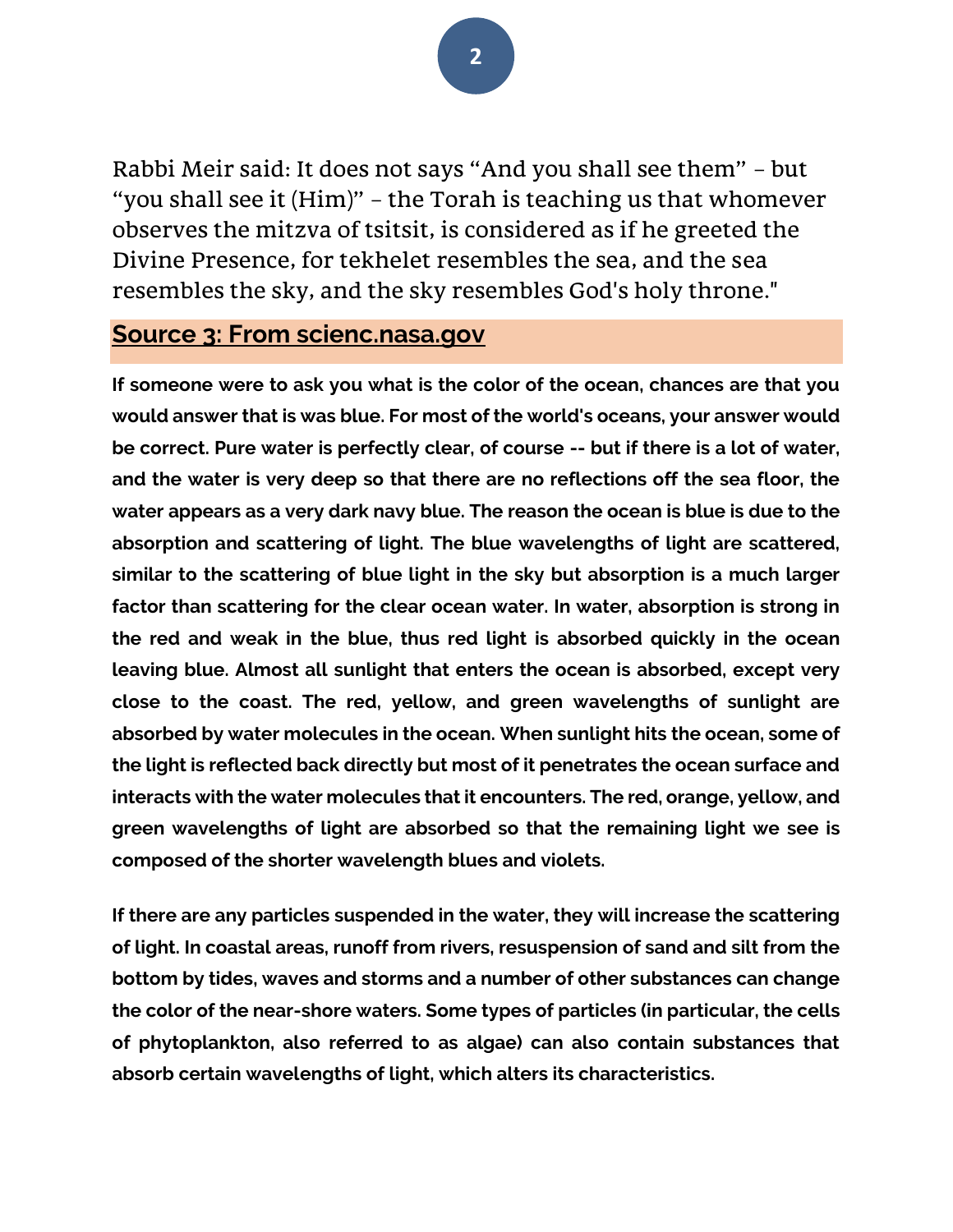Rabbi Meir said: It does not says "And you shall see them" – but "you shall see it (Him)" – the Torah is teaching us that whomever observes the mitzva of tsitsit, is considered as if he greeted the Divine Presence, for tekhelet resembles the sea, and the sea resembles the sky, and the sky resembles God's holy throne."

## Source 3: From scienc.nasa.gov

**If someone were to ask you what is the color of the ocean, chances are that you would answer that is was blue. For most of the world's oceans, your answer would be correct. Pure water is perfectly clear, of course -- but if there is a lot of water, and the water is very deep so that there are no reflections off the sea floor, the water appears as a very dark navy blue. The reason the ocean is blue is due to the absorption and scattering of light. The blue wavelengths of light are scattered, similar to the scattering of blue light in the sky but absorption is a much larger factor than scattering for the clear ocean water. In water, absorption is strong in the red and weak in the blue, thus red light is absorbed quickly in the ocean leaving blue. Almost all sunlight that enters the ocean is absorbed, except very close to the coast. The red, yellow, and green wavelengths of sunlight are absorbed by water molecules in the ocean. When sunlight hits the ocean, some of the light is reflected back directly but most of it penetrates the ocean surface and interacts with the water molecules that it encounters. The red, orange, yellow, and green wavelengths of light are absorbed so that the remaining light we see is composed of the shorter wavelength blues and violets.**

**If there are any particles suspended in the water, they will increase the scattering of light. In coastal areas, runoff from rivers, resuspension of sand and silt from the bottom by tides, waves and storms and a number of other substances can change the color of the near-shore waters. Some types of particles (in particular, the cells of phytoplankton, also referred to as algae) can also contain substances that absorb certain wavelengths of light, which alters its characteristics.**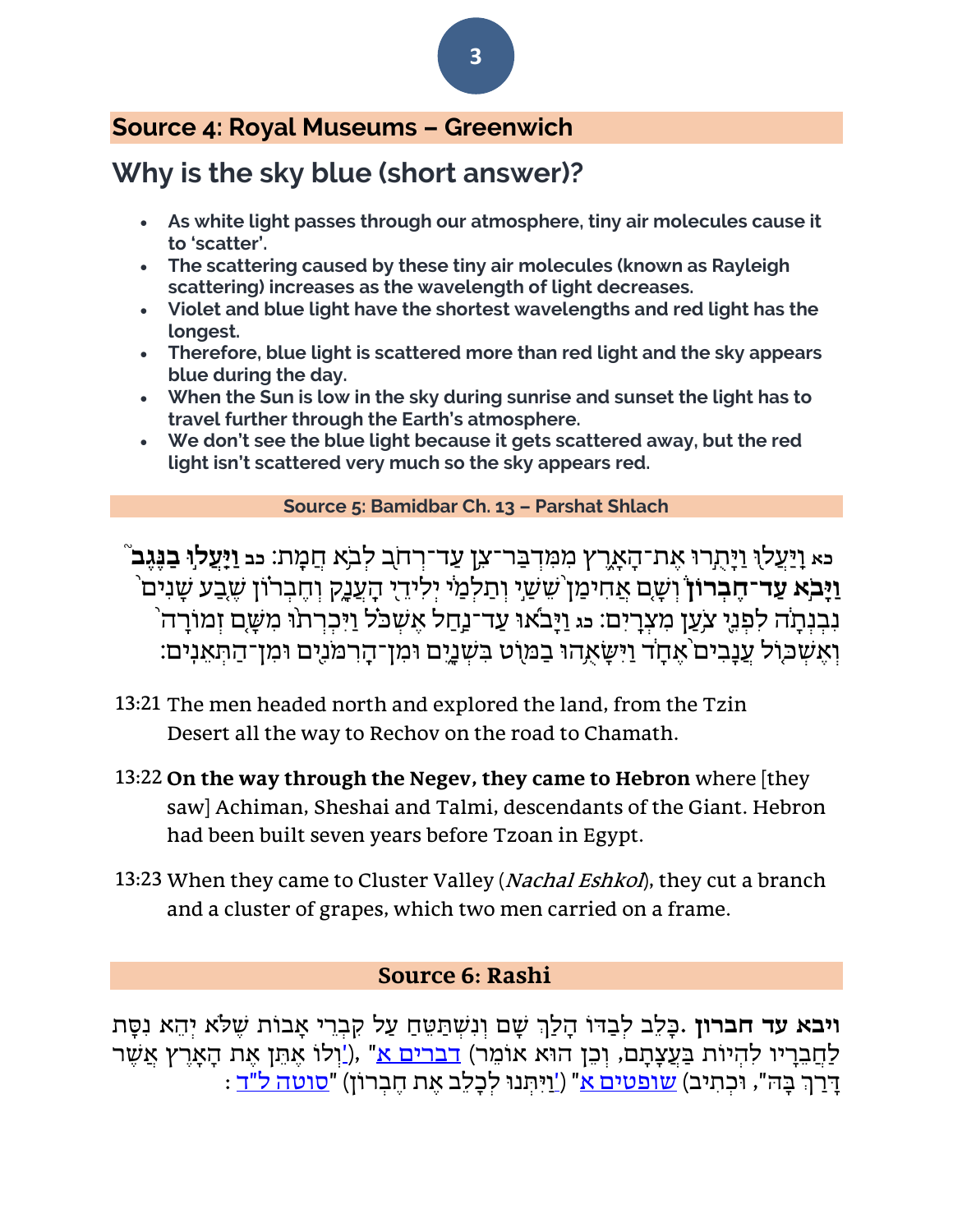## Source 4: Royal Museums – Greenwich

# Why is the sky blue (short answer)?

- **As white light passes through our atmosphere, tiny air molecules cause it to 'scatter'.**
- **The scattering caused by these tiny air molecules (known as Rayleigh scattering) increases as the wavelength of light decreases.**
- **Violet and blue light have the shortest wavelengths and red light has the longest.**
- **Therefore, blue light is scattered more than red light and the sky appears blue during the day.**
- **When the Sun is low in the sky during sunrise and sunset the light has to travel further through the Earth's atmosphere.**
- **We don't see the blue light because it gets scattered away, but the red light isn't scattered very much so the sky appears red.**

### Source 5: Bamidbar Ch. 13 – Parshat Shlach

כא וַיַּעֲל֖וּ וַיָּתֻ֣רוּ אֶת־הָאָ֑רֶץ מִמִּדְבַּר־צִ֥ן עַד־רְחֹ֖ב לְבֹ֥א חֲמָֽת׃ כב **וַיַּעֲל֣וּ בַנֶּגֶב֮ וַיָּבֹ֣א עַד־חֶבְרוֹן֒** וְשָׁ֤ם אֲחִימַן֙ שֵׁשַׁ֣י וְתַלְמַ֔י יְלִידֵ֖י הָעֲנָ֑ק וְחֶבְר֗וֹן שֶׁ֤בַע שָׁנִים֙ נִבְנְתָ֔ה לִפְנֵ֖י צֹ֥עַן מִצְרָֽיִם׃ כג וַיָּבֹ֜אוּ עַד־נַ֣חַל אֶשְׁכֹּ֗ל וַיִּכְרְת֨וּ מִשָּׁ֤ם זְמוֹרָה֙ וְאֶשְׁכּ֤וֹל עֲנָבִים֙ אֶחָ֔ד וַיִּשָּׂאֻ֥הוּ בַמּ֖וֹט בִּשְׁנָ֑יִם וּמִן־הָרִמֹּנִ֖ים וּמִן־הַתְּאֵנִֽים׃

13:21 The men headed north and explored the land, from the Tzin Desert all the way to Rechov on the road to Chamath.

13:22 **On the way through the Negev, they came to Hebron** where [they saw] Achiman, Sheshai and Talmi, descendants of the Giant. Hebron had been built seven years before Tzoan in Egypt.

13:23 When they came to Cluster Valley (*Nachal Eshkol*), they cut a branch and a cluster of grapes, which two men carried on a frame.

### Source 6: Rashi

**ויבא עד חברון** .כָּלֵב לְבַדּוֹ הָלַךְ שָׁם וְנִשְׁתַּטֵּחַ עַל קִבְרֵי אָבוֹת שֶׁלֹּא יְהֵא נִסָּת לַחֲבֵרָיו לִהְיוֹת בַּעֲצָתָם, וְכֵן הוּא אוֹמֵר) דברים א" ,(וְלוֹ אֶתֵּן אֶת הָאָרֶץ אֲשֶׁר דָּרַךְ בָּהּ", וּכְתִיב) שופטים א" (וַיִּתְּנוּ לְכָלֵב אֶת חֶבְרוֹן) "סוטה ל"ד :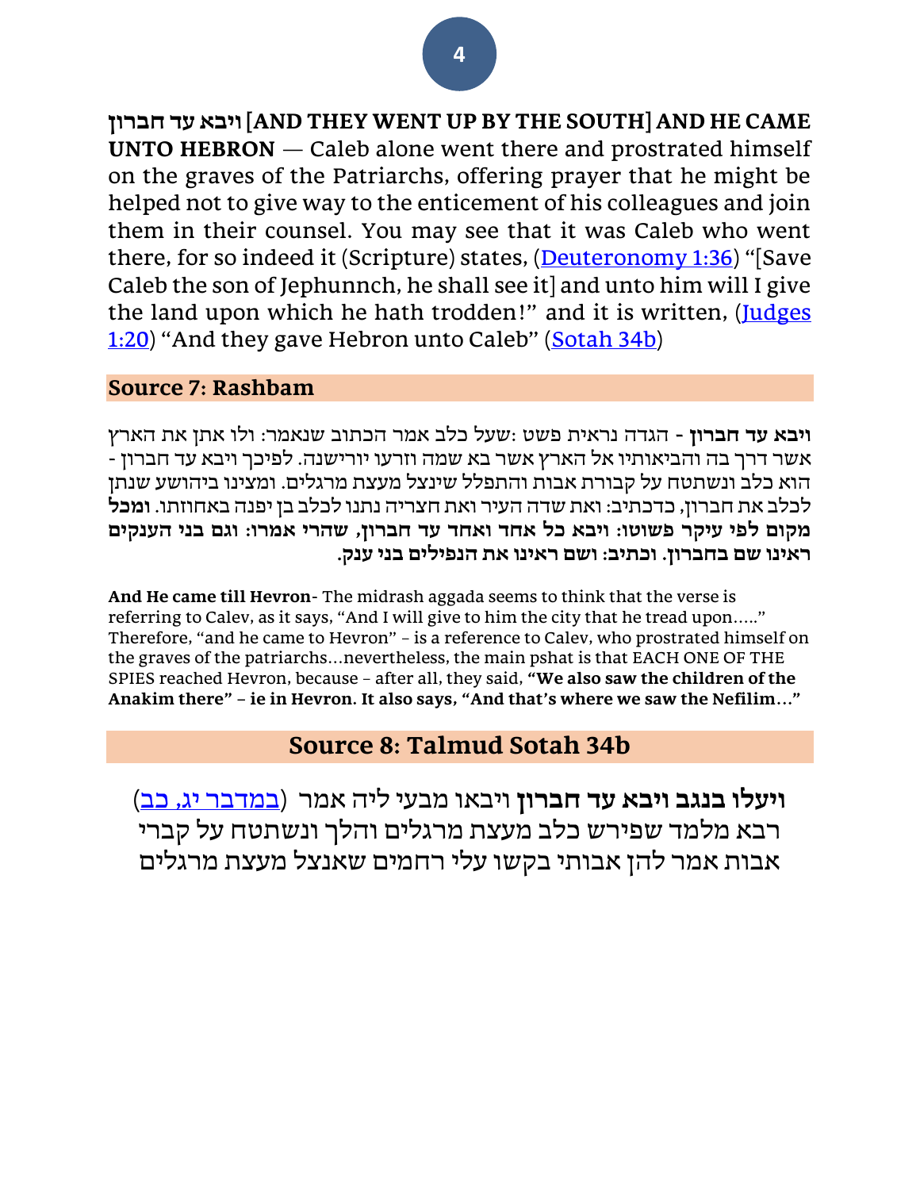**ויבא עד חברון [AND THEY WENT UP BY THE SOUTH] AND HE CAME UNTO HEBRON** — Caleb alone went there and prostrated himself on the graves of the Patriarchs, offering prayer that he might be helped not to give way to the enticement of his colleagues and join them in their counsel. You may see that it was Caleb who went there, for so indeed it (Scripture) states, (Deuteronomy 1:36) "[Save Caleb the son of Jephunnch, he shall see it] and unto him will I give the land upon which he hath trodden!" and it is written, (Judges 1:20) "And they gave Hebron unto Caleb" (Sotah 34b)

## Source 7: Rashbam

**ויבא עד חברון** - הגדה נראית פשט :שעל כלב אמר הכתוב שנאמר: ולו אתן את הארץ אשר דרך בה והביאותיו אל הארץ אשר בא שמה וזרעו יורישנה. לפיכך ויבא עד חברון - הוא כלב ונשתטח על קבורת אבות והתפלל שינצל מעצת מרגלים. ומצינו ביהושע שנתן לכלב את חברון, כדכתיב: ואת שדה העיר ואת חצריה נתנו לכלב בן יפנה באחוזתו. **ומכל מקום לפי עיקר פשוטו: ויבא כל אחד ואחד עד חברון, שהרי אמרו: וגם בני הענקים ראינו שם בחברון. וכתיב: ושם ראינו את הנפילים בני ענק.**

**And He came till Hevron**- The midrash aggada seems to think that the verse is referring to Calev, as it says, "And I will give to him the city that he tread upon….." Therefore, "and he came to Hevron" – is a reference to Calev, who prostrated himself on the graves of the patriarchs…nevertheless, the main pshat is that EACH ONE OF THE SPIES reached Hevron, because – after all, they said, **"We also saw the children of the Anakim there" – ie in Hevron. It also says, "And that's where we saw the Nefilim…"**

## Source 8: Talmud Sotah 34b

**ויעלו בנגב ויבא עד חברון** ויבאו מבעי ליה אמר (במדבר יג, כב) רבא מלמד שפירש כלב מעצת מרגלים והלך ונשתטח על קברי אבות אמר להן אבותי בקשו עלי רחמים שאנצל מעצת מרגלים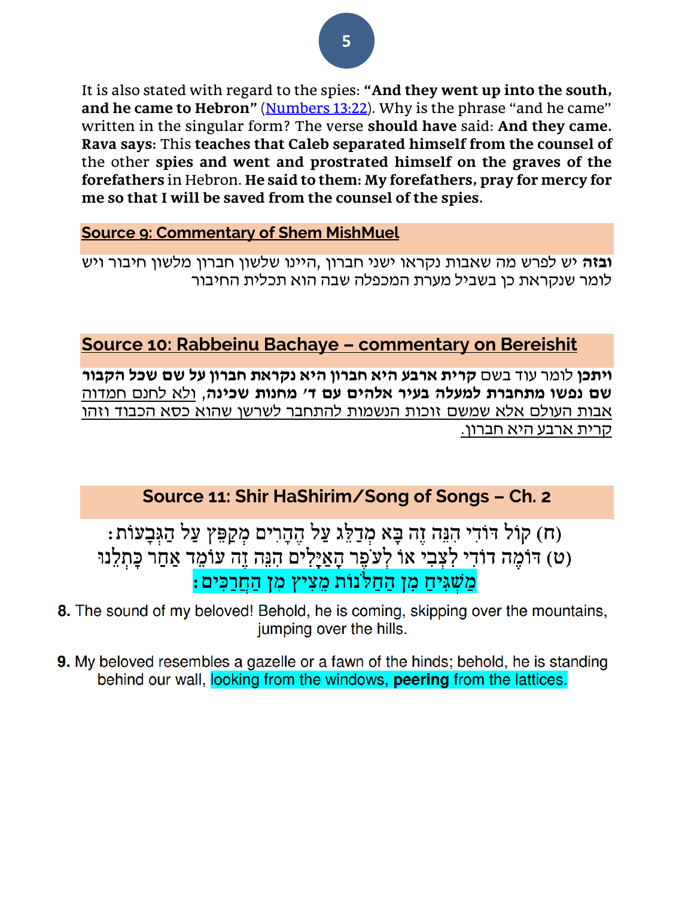It is also stated with regard to the spies: **“And they went up into the south, and he came to Hebron”** ([Numbers 13:22](Numbers 13:22)). Why is the phrase “and he came” written in the singular form? The verse **should have** said: **And they came. Rava says:** This **teaches that Caleb separated himself from the counsel of** the other **spies and went and prostrated himself on the graves of the forefathers** in Hebron. **He said to them: My forefathers, pray for mercy for me so that I will be saved from the counsel of the spies.**

## Source 9: Commentary of Shem MishMuel

**ובזה** יש לפרש מה שאבות נקראו ישני חברון, היינו שלשון חברון מלשון חיבור ויש לומר שנקראת כן בשביל מערת המכפלה שבה הוא תכלית החיבור

## Source 10: Rabbeinu Bachaye – commentary on Bereishit

**ויתכן** לומר עוד בשם **קרית ארבע היא חברון היא נקראת חברון על שם שכל הקבור שם נפשו מתחברת למעלה בעיר אלהים עם ד׳ מחנות שכינה**, ולא לחנם חמדוה אבות העולם אלא שמשם זוכות הנשמות להתחבר לשרשן שהוא כסא הכבוד וזהו קרית ארבע היא חברון.

## Source 11: Shir HaShirim/Song of Songs – Ch. 2

(ח) קוֹל דּוֹדִי הִנֵּה זֶה בָּא מְדַלֵּג עַל הֶהָרִים מְקַפֵּץ עַל הַגְּבָעוֹת׃
(ט) דּוֹמֶה דוֹדִי לִצְבִי אוֹ לְעֹפֶר הָאַיָּלִים הִנֵּה זֶה עוֹמֵד אַחַר כָּתְלֵנוּ מַשְׁגִּיחַ מִן הַחַלֹּנוֹת מֵצִיץ מִן הַחֲרַכִּים׃

**8.** The sound of my beloved! Behold, he is coming, skipping over the mountains, jumping over the hills.

**9.** My beloved resembles a gazelle or a fawn of the hinds; behold, he is standing behind our wall, looking from the windows, **peering** from the lattices.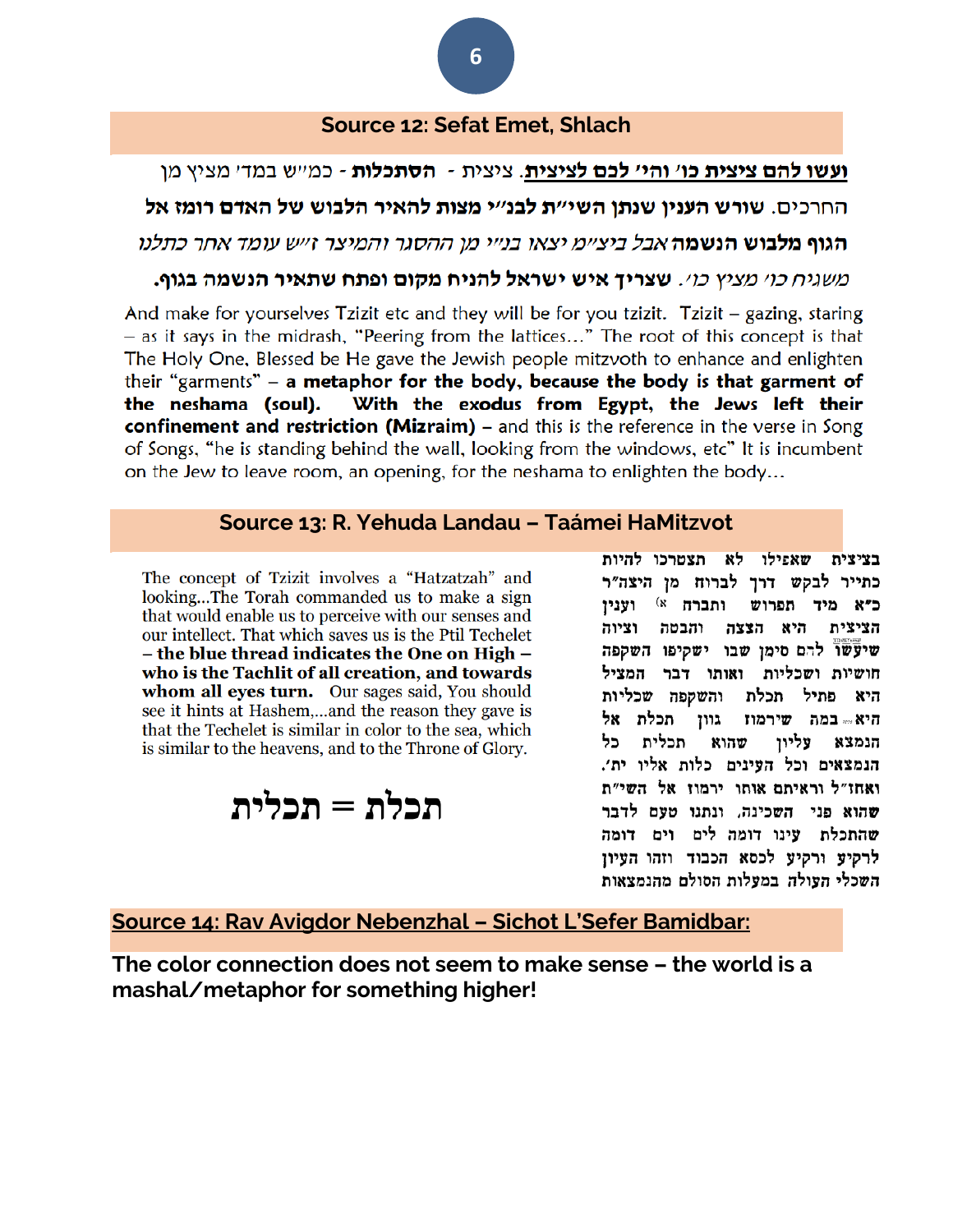## Source 12: Sefat Emet, Shlach

**ועשו להם ציצת כו' והי' לכם לציצית**. ציצית - **הסתכלות** - כמ"ש במד' מציץ מן החרכים. **שורש הענין שנתן השי"ת לבנ"י מצות להאיר הלבוש של האדם רומז אל הגוף מלבוש הנשמה** *אבל ביצ"מ יצאו בנ"י מן ההסגר והמיצר ז"ש עומד אחר כתלנו משגיח כו' מציץ כו'*. **שצריך איש ישראל להניח מקום ופתח שתאיר הנשמה בגוף.**

And make for yourselves Tzizit etc and they will be for you tzizit. Tzizit – gazing, staring – as it says in the midrash, "Peering from the lattices…" The root of this concept is that The Holy One, Blessed be He gave the Jewish people mitzvoth to enhance and enlighten their "garments" – **a metaphor for the body, because the body is that garment of the neshama (soul). With the exodus from Egypt, the Jews left their confinement and restriction (Mizraim)** – and this is the reference in the verse in Song of Songs, "he is standing behind the wall, looking from the windows, etc" It is incumbent on the Jew to leave room, an opening, for the neshama to enlighten the body…

## Source 13: R. Yehuda Landau – Taámei HaMitzvot

**בציצית** שאפילו לא תצטרכו להיות כתייר לבקש דרך לברוח מן היצה"ר כ"א מיד תפרוש ותברח [א] וענין הציצית היא הצצה והבטה וציוה **שיעשו** להם סימן שבו ישקיפו השקפה חושיות ושכליות ואותו דבר המציל היא פתיל תכלת והשקפה שכליות היא... במה שירמוז גוון תכלת אל הנמצא עליון שהוא תכלית כל הנמצאים וכל העינים כלות אליו ית'. ואחז"ל וראיתם אותו ירמוז אל השי"ת שהוא פני השכינה, ונתנו טעם לדבר שהתכלת עינו דומה לים וים דומה לרקיע ורקיע לכסא הכבוד וזהו העיון השכלי העולה במעלות הסולם מהנמצאות

The concept of Tzizit involves a "Hatzatzah" and looking...The Torah commanded us to make a sign that would enable us to perceive with our senses and our intellect. That which saves us is the Ptil Techelet – **the blue thread indicates the One on High – who is the Tachlit of all creation, and towards whom all eyes turn.** Our sages said, You should see it hints at Hashem,...and the reason they gave is that the Techelet is similar in color to the sea, which is similar to the heavens, and to the Throne of Glory.

# תכלת = תכלית

## Source 14: Rav Avigdor Nebenzhal – Sichot L'Sefer Bamidbar:

**The color connection does not seem to make sense – the world is a mashal/metaphor for something higher!**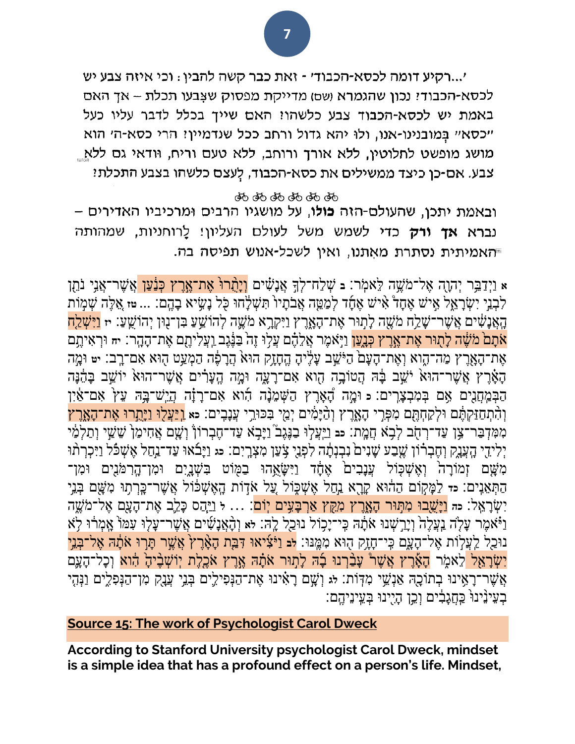'...רקיע דומה לכסא-הכבוד' - זאת כבר קשה להבין: וכי איזה צבע יש לכסא-הכבוד? נכון שהגמרא (שם) מדייקת מפסוק שצבעו תכלת – אך האם באמת יש לכסא-הכבוד צבע כלשהו? האם שייך בכלל לדבר עליו כעל "כסא" בְּמובנינו-אנו, ולו יהא גדול ורחב ככל שנדמיין? הרי כסא-ה' הוא מושג מופשט לחלוטין, ללא אורך ורוחב, ללא טעם וריח, וודאי גם ללא צבע. אם-כן כיצד ממשילים את כסא-הכבוד, לְעצם כלשהו בצבע התכלת?

🚲🚲🚲🚲🚲🚲

ובאמת יתכן, שהעולם-הזה **כולו**, על מושגיו הרבים ומרכיביו האדירים – נברא **אך ורק** כדי לשמש משל לעולם העליון; לָרוחניות, שמהותה האמיתית נסתרת מאִתנו, ואין לשכל-אנוש תפיסה בה.

**א** וַיְדַבֵּר יְהוָה אֶל־מֹשֶׁה לֵּאמֹר: **ב** שְׁלַח־לְךָ אֲנָשִׁים וְיָתֻרוּ אֶת־אֶרֶץ כְּנַעַן אֲשֶׁר־אֲנִי נֹתֵן לִבְנֵי יִשְׂרָאֵל אִישׁ אֶחָד אִישׁ אֶחָד לְמַטֵּה אֲבֹתָיו תִּשְׁלָחוּ כֹּל נָשִׂיא בָהֶם: ... **טז** אֵלֶּה שְׁמוֹת הָאֲנָשִׁים אֲשֶׁר־שָׁלַח מֹשֶׁה לָתוּר אֶת־הָאָרֶץ וַיִּקְרָא מֹשֶׁה לְהוֹשֵׁעַ בִּן־נוּן יְהוֹשֻׁעַ: **יז** וַיִּשְׁלַח אֹתָם מֹשֶׁה לָתוּר אֶת־אֶרֶץ כְּנָעַן וַיֹּאמֶר אֲלֵהֶם עֲלוּ זֶה בַּנֶּגֶב וַעֲלִיתֶם אֶת־הָהָר: **יח** וּרְאִיתֶם אֶת־הָאָרֶץ מַה־הִוא וְאֶת־הָעָם הַיֹּשֵׁב עָלֶיהָ הֶחָזָק הוּא הֲרָפֶה הַמְעַט הוּא אִם־רָב: **יט** וּמָה הָאָרֶץ אֲשֶׁר־הוּא יֹשֵׁב בָּהּ הֲטוֹבָה הִוא אִם־רָעָה וּמָה הֶעָרִים אֲשֶׁר־הוּא יוֹשֵׁב בָּהֵנָּה הַבְּמַחֲנִים אִם בְּמִבְצָרִים: **כ** וּמָה הָאָרֶץ הַשְּׁמֵנָה הִוא אִם־רָזָה הֲיֵשׁ־בָּהּ עֵץ אִם־אַיִן וְהִתְחַזַּקְתֶּם וּלְקַחְתֶּם מִפְּרִי הָאָרֶץ וְהַיָּמִים יְמֵי בִּכּוּרֵי עֲנָבִים: **כא** וַיַּעֲלוּ וַיָּתֻרוּ אֶת־הָאָרֶץ מִמִּדְבַּר־צִן עַד־רְחֹב לְבֹא חֲמָת: **כב** וַיַּעֲלוּ בַנֶּגֶב וַיָּבֹא עַד־חֶבְרוֹן וְשָׁם אֲחִימַן שֵׁשַׁי וְתַלְמַי יְלִידֵי הָעֲנָק וְחֶבְרוֹן שֶׁבַע שָׁנִים נִבְנְתָה לִפְנֵי צֹעַן מִצְרָיִם: **כג** וַיָּבֹאוּ עַד־נַחַל אֶשְׁכֹּל וַיִּכְרְתוּ מִשָּׁם זְמוֹרָה וְאֶשְׁכּוֹל עֲנָבִים אֶחָד וַיִּשָּׂאֻהוּ בַמּוֹט בִּשְׁנָיִם וּמִן־הָרִמֹּנִים וּמִן־הַתְּאֵנִים: **כד** לַמָּקוֹם הַהוּא קָרָא נַחַל אֶשְׁכּוֹל עַל אֹדוֹת הָאֶשְׁכּוֹל אֲשֶׁר־כָּרְתוּ מִשָּׁם בְּנֵי יִשְׂרָאֵל: **כה** וַיָּשֻׁבוּ מִתּוּר הָאָרֶץ מִקֵּץ אַרְבָּעִים יוֹם: ... **ל** וַיַּהַס כָּלֵב אֶת־הָעָם אֶל־מֹשֶׁה וַיֹּאמֶר עָלֹה נַעֲלֶה וְיָרַשְׁנוּ אֹתָהּ כִּי־יָכוֹל נוּכַל לָהּ: **לא** וְהָאֲנָשִׁים אֲשֶׁר־עָלוּ עִמּוֹ אָמְרוּ לֹא נוּכַל לַעֲלוֹת אֶל־הָעָם כִּי־חָזָק הוּא מִמֶּנּוּ: **לב** וַיֹּצִיאוּ דִּבַּת הָאָרֶץ אֲשֶׁר תָּרוּ אֹתָהּ אֶל־בְּנֵי יִשְׂרָאֵל לֵאמֹר הָאָרֶץ אֲשֶׁר עָבַרְנוּ בָהּ לָתוּר אֹתָהּ אֶרֶץ אֹכֶלֶת יוֹשְׁבֶיהָ הִוא וְכָל־הָעָם אֲשֶׁר־רָאִינוּ בְתוֹכָהּ אַנְשֵׁי מִדּוֹת: **לג** וְשָׁם רָאִינוּ אֶת־הַנְּפִילִים בְּנֵי עֲנָק מִן־הַנְּפִלִים וַנְּהִי בְעֵינֵינוּ כַּחֲגָבִים וְכֵן הָיִינוּ בְּעֵינֵיהֶם:

**Source 15: The work of Psychologist Carol Dweck**

**According to Stanford University psychologist Carol Dweck, mindset is a simple idea that has a profound effect on a person's life. Mindset,**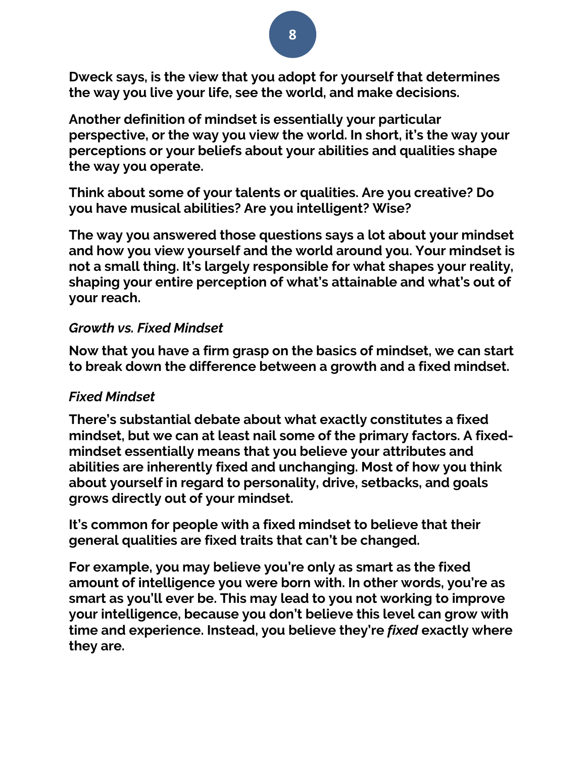**Dweck says, is the view that you adopt for yourself that determines the way you live your life, see the world, and make decisions.**

**Another definition of mindset is essentially your particular perspective, or the way you view the world. In short, it's the way your perceptions or your beliefs about your abilities and qualities shape the way you operate.**

**Think about some of your talents or qualities. Are you creative? Do you have musical abilities? Are you intelligent? Wise?**

**The way you answered those questions says a lot about your mindset and how you view yourself and the world around you. Your mindset is not a small thing. It's largely responsible for what shapes your reality, shaping your entire perception of what's attainable and what's out of your reach.**

### *Growth vs. Fixed Mindset*

**Now that you have a firm grasp on the basics of mindset, we can start to break down the difference between a growth and a fixed mindset.**

### *Fixed Mindset*

**There's substantial debate about what exactly constitutes a fixed mindset, but we can at least nail some of the primary factors. A fixed-mindset essentially means that you believe your attributes and abilities are inherently fixed and unchanging. Most of how you think about yourself in regard to personality, drive, setbacks, and goals grows directly out of your mindset.**

**It's common for people with a fixed mindset to believe that their general qualities are fixed traits that can't be changed.**

**For example, you may believe you're only as smart as the fixed amount of intelligence you were born with. In other words, you're as smart as you'll ever be. This may lead to you not working to improve your intelligence, because you don't believe this level can grow with time and experience. Instead, you believe they're *fixed* exactly where they are.**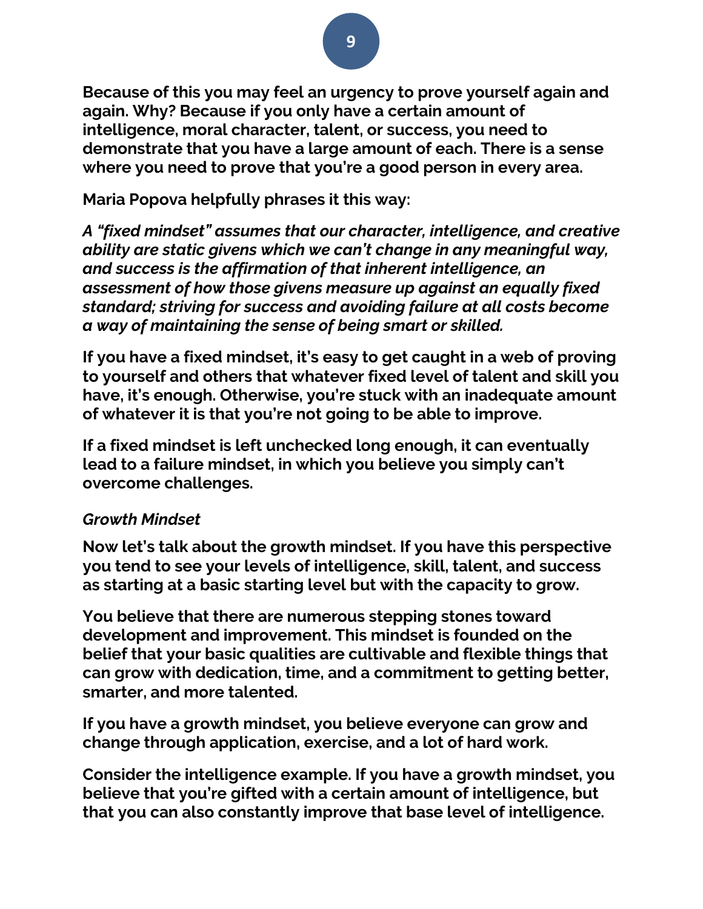Because of this you may feel an urgency to prove yourself again and again. Why? Because if you only have a certain amount of intelligence, moral character, talent, or success, you need to demonstrate that you have a large amount of each. There is a sense where you need to prove that you're a good person in every area.

Maria Popova helpfully phrases it this way:

*A "fixed mindset" assumes that our character, intelligence, and creative ability are static givens which we can't change in any meaningful way, and success is the affirmation of that inherent intelligence, an assessment of how those givens measure up against an equally fixed standard; striving for success and avoiding failure at all costs become a way of maintaining the sense of being smart or skilled.*

If you have a fixed mindset, it's easy to get caught in a web of proving to yourself and others that whatever fixed level of talent and skill you have, it's enough. Otherwise, you're stuck with an inadequate amount of whatever it is that you're not going to be able to improve.

If a fixed mindset is left unchecked long enough, it can eventually lead to a failure mindset, in which you believe you simply can't overcome challenges.

### *Growth Mindset*

Now let's talk about the growth mindset. If you have this perspective you tend to see your levels of intelligence, skill, talent, and success as starting at a basic starting level but with the capacity to grow.

You believe that there are numerous stepping stones toward development and improvement. This mindset is founded on the belief that your basic qualities are cultivable and flexible things that can grow with dedication, time, and a commitment to getting better, smarter, and more talented.

If you have a growth mindset, you believe everyone can grow and change through application, exercise, and a lot of hard work.

Consider the intelligence example. If you have a growth mindset, you believe that you're gifted with a certain amount of intelligence, but that you can also constantly improve that base level of intelligence.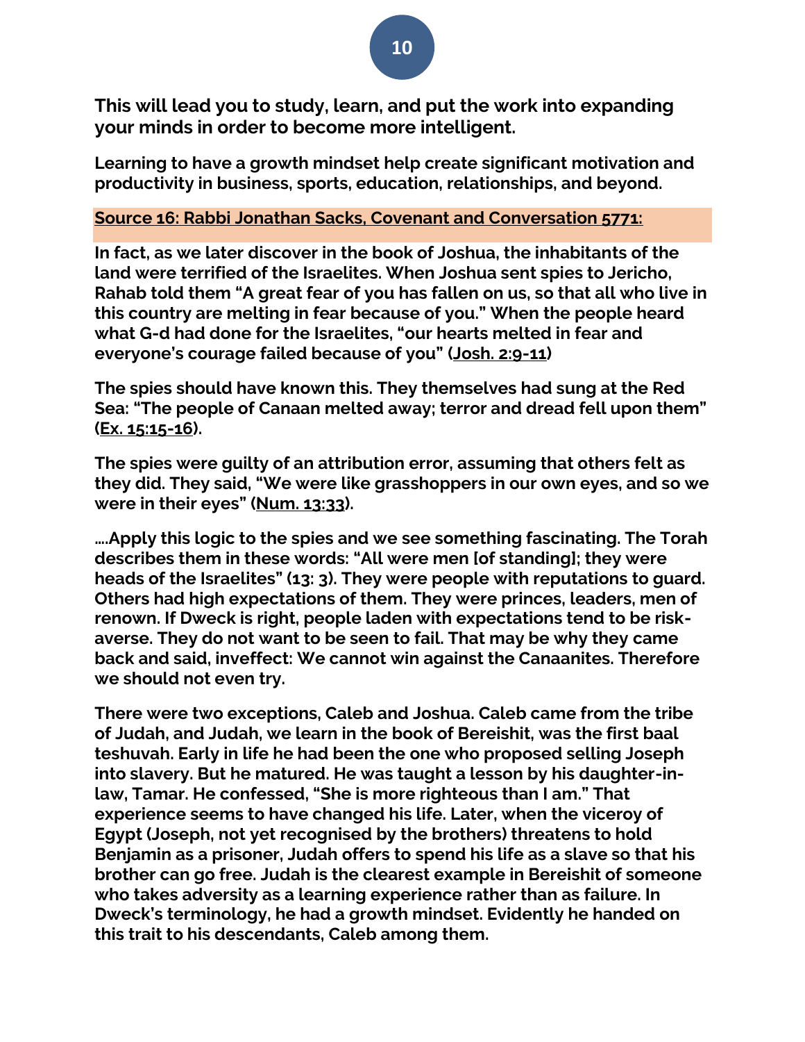**This will lead you to study, learn, and put the work into expanding your minds in order to become more intelligent.**

**Learning to have a growth mindset help create significant motivation and productivity in business, sports, education, relationships, and beyond.**

**Source 16: Rabbi Jonathan Sacks, Covenant and Conversation 5771:**

**In fact, as we later discover in the book of Joshua, the inhabitants of the land were terrified of the Israelites. When Joshua sent spies to Jericho, Rahab told them "A great fear of you has fallen on us, so that all who live in this country are melting in fear because of you." When the people heard what G-d had done for the Israelites, "our hearts melted in fear and everyone's courage failed because of you" (Josh. 2:9-11)**

**The spies should have known this. They themselves had sung at the Red Sea: "The people of Canaan melted away; terror and dread fell upon them" (Ex. 15:15-16).**

**The spies were guilty of an attribution error, assuming that others felt as they did. They said, "We were like grasshoppers in our own eyes, and so we were in their eyes" (Num. 13:33).**

**....Apply this logic to the spies and we see something fascinating. The Torah describes them in these words: "All were men [of standing]; they were heads of the Israelites" (13: 3). They were people with reputations to guard. Others had high expectations of them. They were princes, leaders, men of renown. If Dweck is right, people laden with expectations tend to be risk-averse. They do not want to be seen to fail. That may be why they came back and said, inveffect: We cannot win against the Canaanites. Therefore we should not even try.**

**There were two exceptions, Caleb and Joshua. Caleb came from the tribe of Judah, and Judah, we learn in the book of Bereishit, was the first baal teshuvah. Early in life he had been the one who proposed selling Joseph into slavery. But he matured. He was taught a lesson by his daughter-in-law, Tamar. He confessed, "She is more righteous than I am." That experience seems to have changed his life. Later, when the viceroy of Egypt (Joseph, not yet recognised by the brothers) threatens to hold Benjamin as a prisoner, Judah offers to spend his life as a slave so that his brother can go free. Judah is the clearest example in Bereishit of someone who takes adversity as a learning experience rather than as failure. In Dweck's terminology, he had a growth mindset. Evidently he handed on this trait to his descendants, Caleb among them.**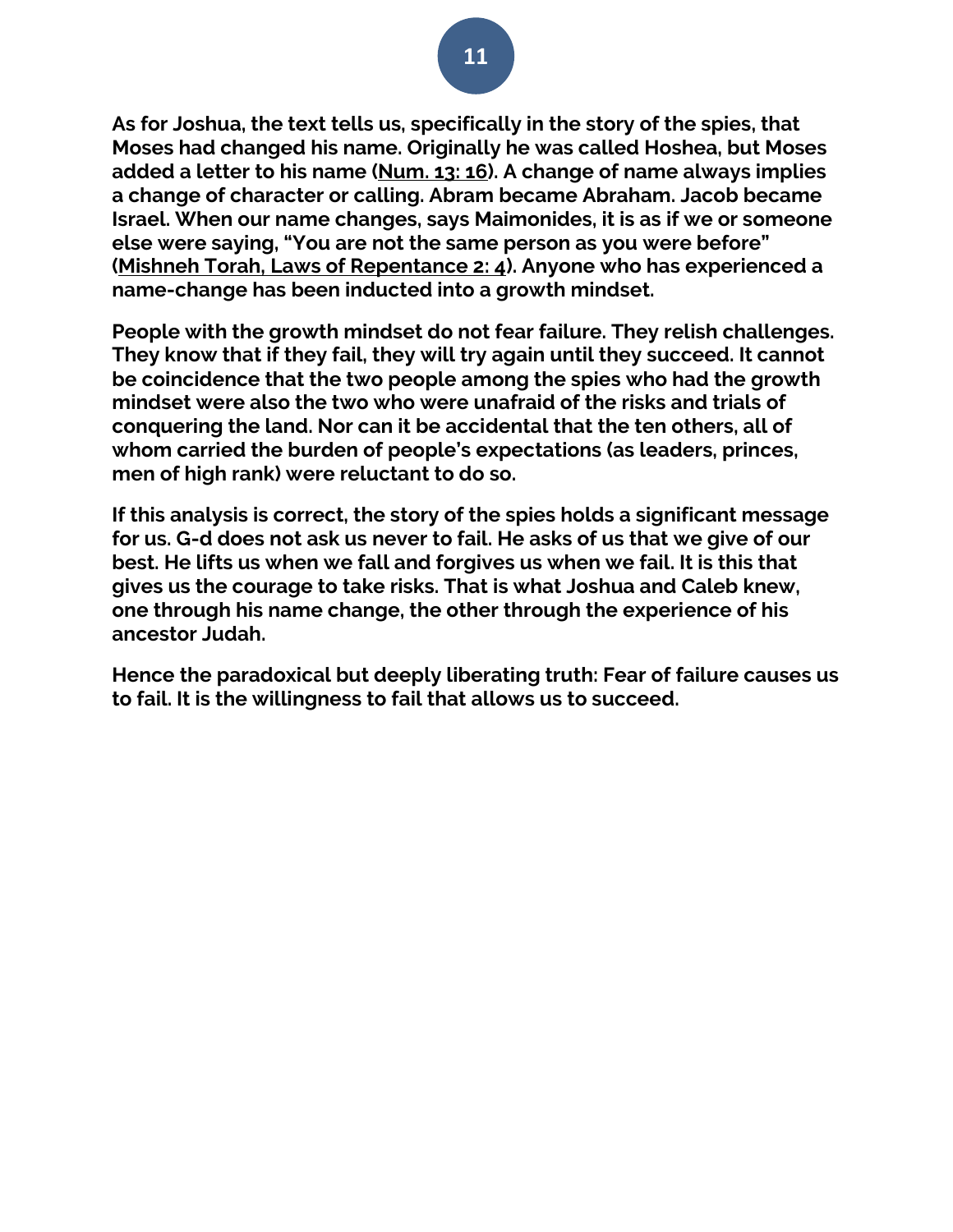**As for Joshua, the text tells us, specifically in the story of the spies, that Moses had changed his name. Originally he was called Hoshea, but Moses added a letter to his name (Num. 13: 16). A change of name always implies a change of character or calling. Abram became Abraham. Jacob became Israel. When our name changes, says Maimonides, it is as if we or someone else were saying, "You are not the same person as you were before" (Mishneh Torah, Laws of Repentance 2: 4). Anyone who has experienced a name-change has been inducted into a growth mindset.**

**People with the growth mindset do not fear failure. They relish challenges. They know that if they fail, they will try again until they succeed. It cannot be coincidence that the two people among the spies who had the growth mindset were also the two who were unafraid of the risks and trials of conquering the land. Nor can it be accidental that the ten others, all of whom carried the burden of people's expectations (as leaders, princes, men of high rank) were reluctant to do so.**

**If this analysis is correct, the story of the spies holds a significant message for us. G-d does not ask us never to fail. He asks of us that we give of our best. He lifts us when we fall and forgives us when we fail. It is this that gives us the courage to take risks. That is what Joshua and Caleb knew, one through his name change, the other through the experience of his ancestor Judah.**

**Hence the paradoxical but deeply liberating truth: Fear of failure causes us to fail. It is the willingness to fail that allows us to succeed.**